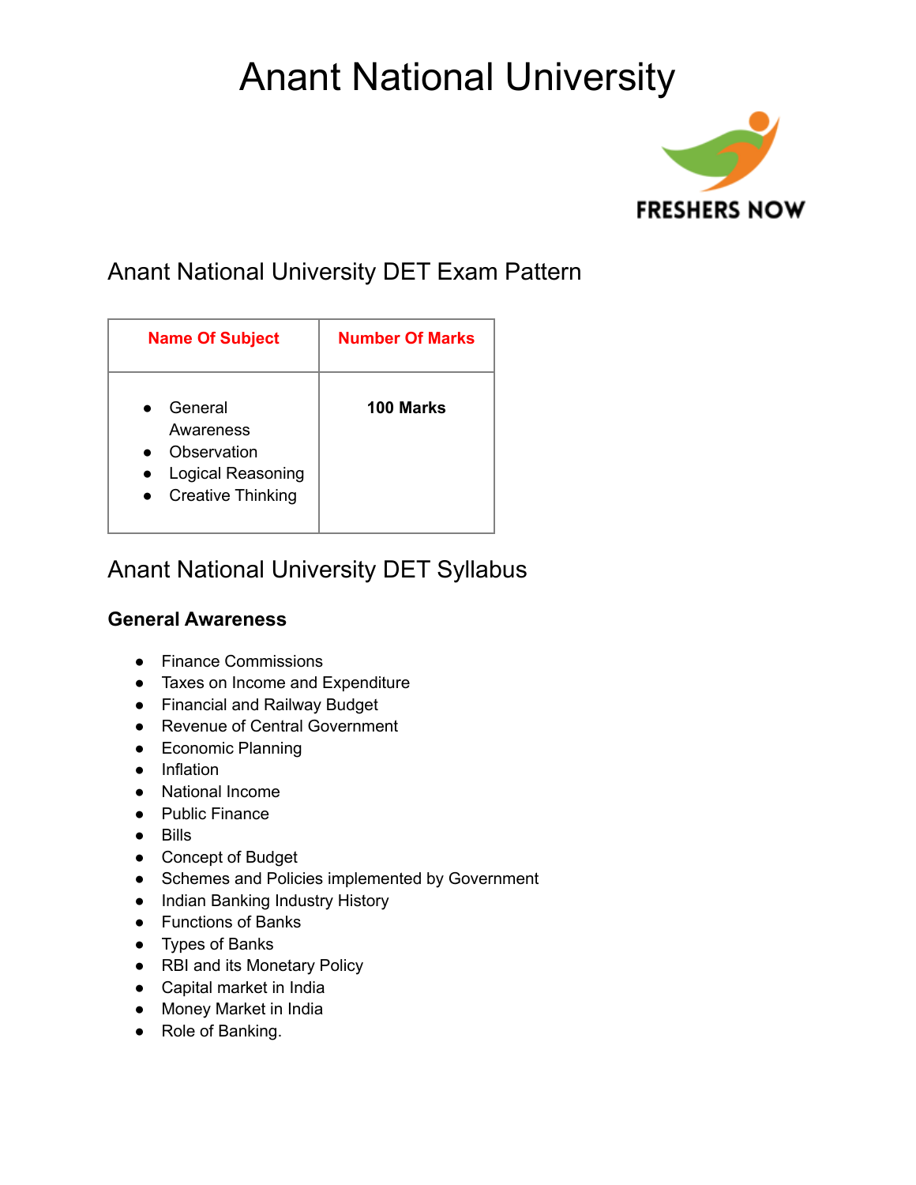# Anant National University

## Anant National University DET Exam Pattern

| Name Of Subject | Number Of Marks |
|---|---|
| • General Awareness<br>• Observation<br>• Logical Reasoning<br>• Creative Thinking | **100 Marks** |

## Anant National University DET Syllabus

### General Awareness

- Finance Commissions
- Taxes on Income and Expenditure
- Financial and Railway Budget
- Revenue of Central Government
- Economic Planning
- Inflation
- National Income
- Public Finance
- Bills
- Concept of Budget
- Schemes and Policies implemented by Government
- Indian Banking Industry History
- Functions of Banks
- Types of Banks
- RBI and its Monetary Policy
- Capital market in India
- Money Market in India
- Role of Banking.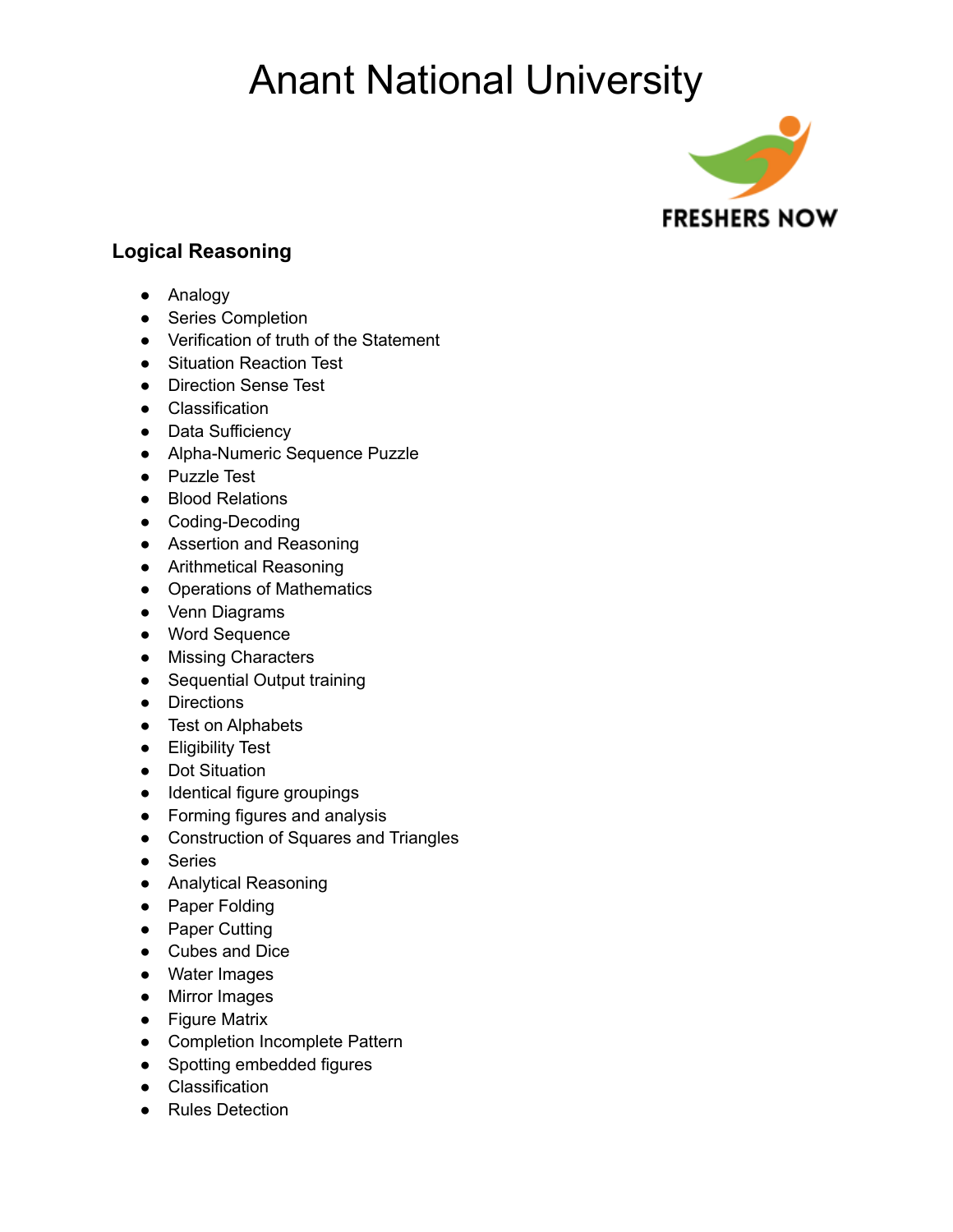# Anant National University

FRESHERS NOW

### Logical Reasoning

- Analogy
- Series Completion
- Verification of truth of the Statement
- Situation Reaction Test
- Direction Sense Test
- Classification
- Data Sufficiency
- Alpha-Numeric Sequence Puzzle
- Puzzle Test
- Blood Relations
- Coding-Decoding
- Assertion and Reasoning
- Arithmetical Reasoning
- Operations of Mathematics
- Venn Diagrams
- Word Sequence
- Missing Characters
- Sequential Output training
- Directions
- Test on Alphabets
- Eligibility Test
- Dot Situation
- Identical figure groupings
- Forming figures and analysis
- Construction of Squares and Triangles
- Series
- Analytical Reasoning
- Paper Folding
- Paper Cutting
- Cubes and Dice
- Water Images
- Mirror Images
- Figure Matrix
- Completion Incomplete Pattern
- Spotting embedded figures
- Classification
- Rules Detection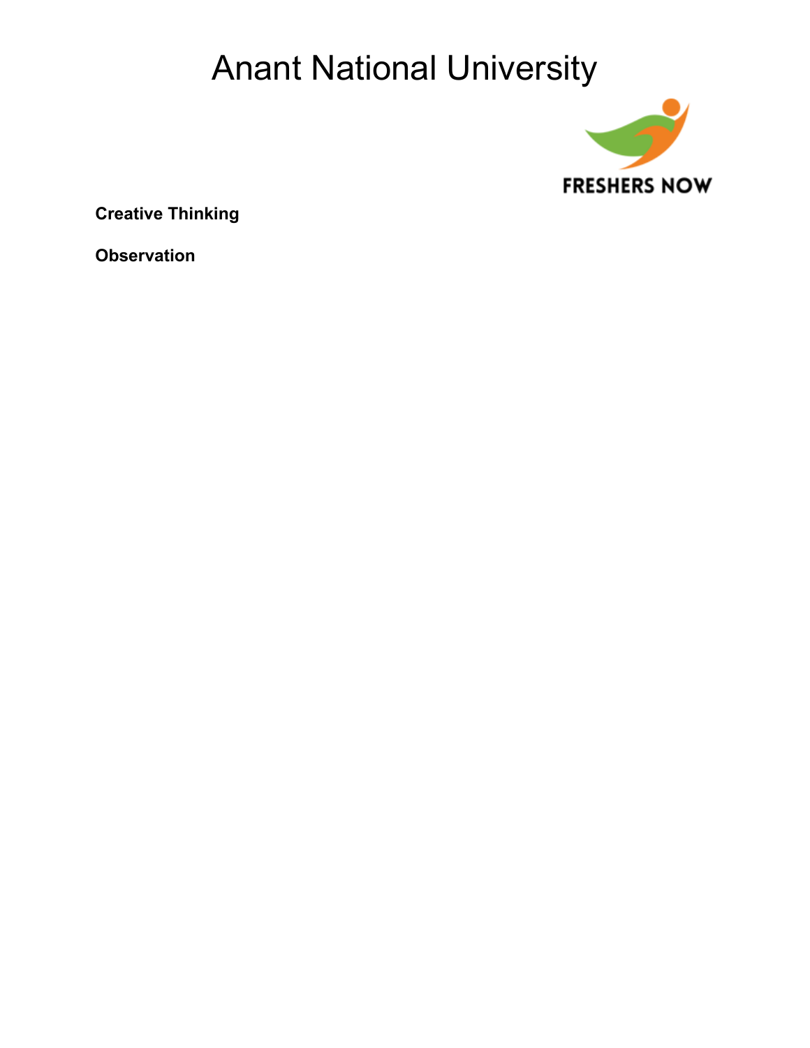# Anant National University

**Creative Thinking**

**Observation**